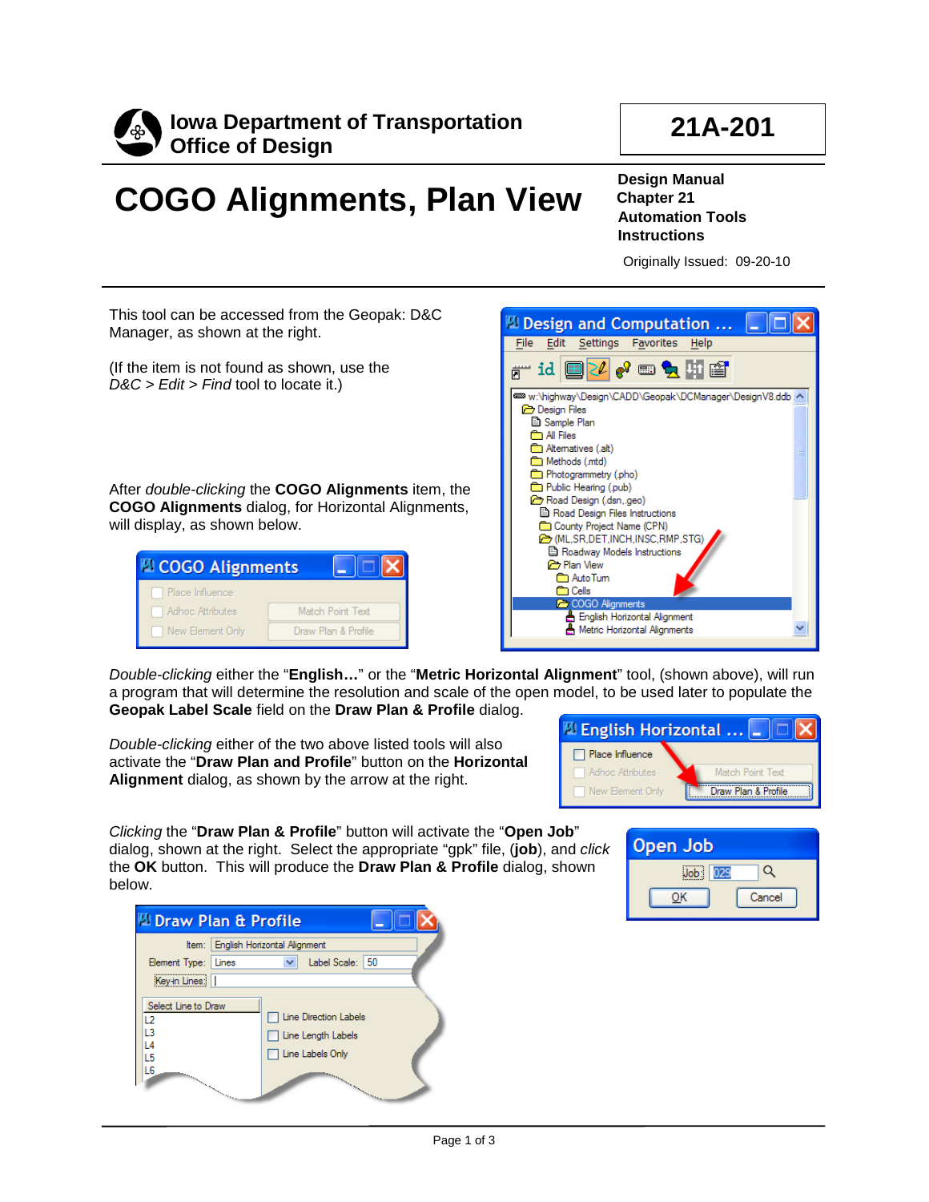**Iowa Department of Transportation**
**Office of Design**

**21A-201**

# COGO Alignments, Plan View

**Design Manual**
**Chapter 21**
**Automation Tools**
**Instructions**

Originally Issued: 09-20-10

This tool can be accessed from the Geopak: D&C Manager, as shown at the right.

(If the item is not found as shown, use the *D&C > Edit > Find* tool to locate it.)

After *double-clicking* the **COGO Alignments** item, the **COGO Alignments** dialog, for Horizontal Alignments, will display, as shown below.

*Double-clicking* either the "**English…**" or the "**Metric Horizontal Alignment**" tool, (shown above), will run a program that will determine the resolution and scale of the open model, to be used later to populate the **Geopak Label Scale** field on the **Draw Plan & Profile** dialog.

*Double-clicking* either of the two above listed tools will also activate the "**Draw Plan and Profile**" button on the **Horizontal Alignment** dialog, as shown by the arrow at the right.

*Clicking* the "**Draw Plan & Profile**" button will activate the "**Open Job**" dialog, shown at the right. Select the appropriate "gpk" file, (**job**), and *click* the **OK** button. This will produce the **Draw Plan & Profile** dialog, shown below.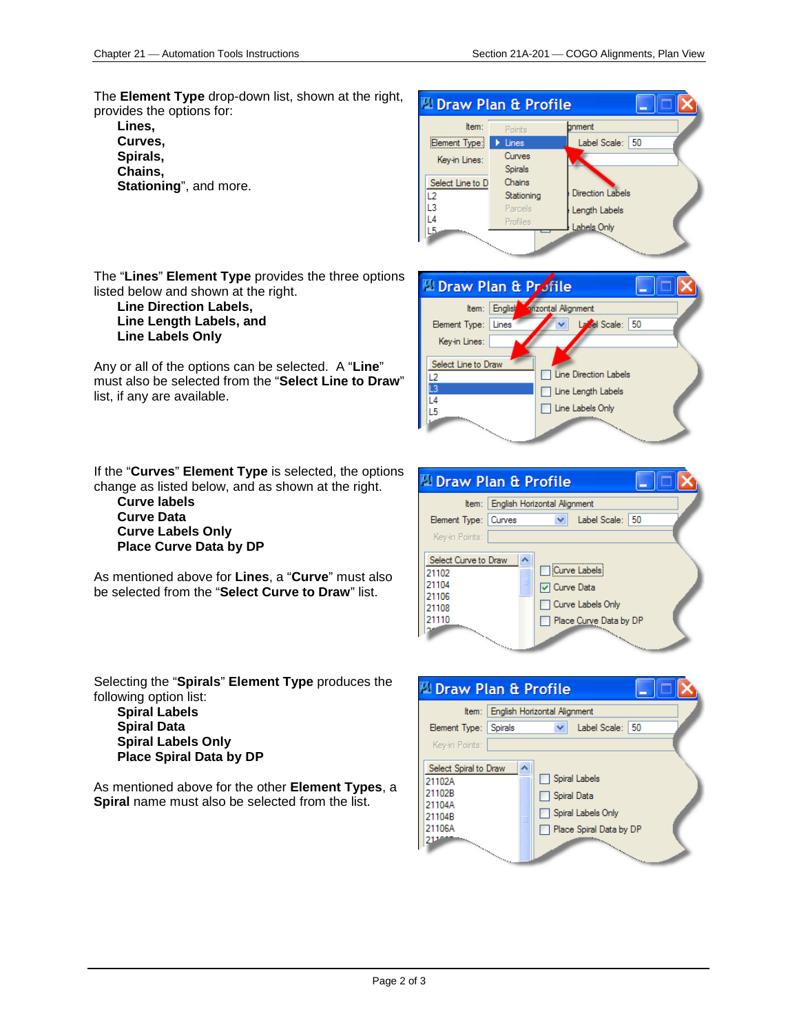The **Element Type** drop-down list, shown at the right, provides the options for:

**Lines,**
**Curves,**
**Spirals,**
**Chains,**
**Stationing**", and more.

The "**Lines**" **Element Type** provides the three options listed below and shown at the right.

**Line Direction Labels,**
**Line Length Labels, and**
**Line Labels Only**

Any or all of the options can be selected. A "**Line**" must also be selected from the "**Select Line to Draw**" list, if any are available.

If the "**Curves**" **Element Type** is selected, the options change as listed below, and as shown at the right.

**Curve labels**
**Curve Data**
**Curve Labels Only**
**Place Curve Data by DP**

As mentioned above for **Lines**, a "**Curve**" must also be selected from the "**Select Curve to Draw**" list.

Selecting the "**Spirals**" **Element Type** produces the following option list:

**Spiral Labels**
**Spiral Data**
**Spiral Labels Only**
**Place Spiral Data by DP**

As mentioned above for the other **Element Types**, a **Spiral** name must also be selected from the list.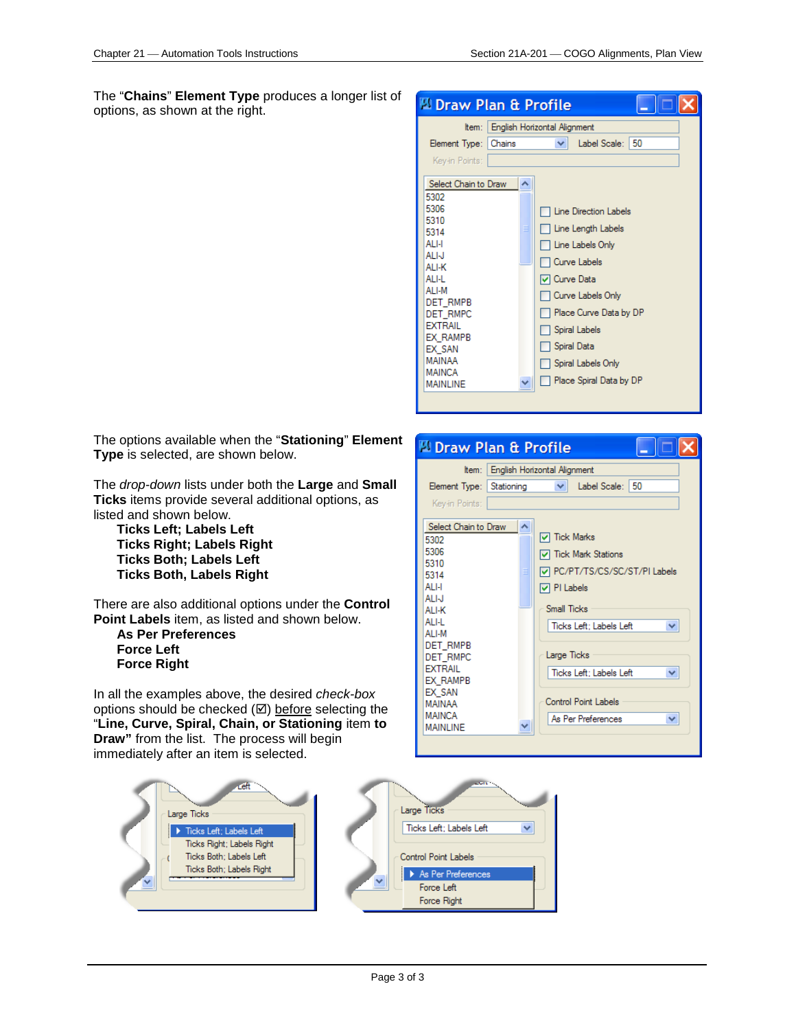The “**Chains**” **Element Type** produces a longer list of options, as shown at the right.

The options available when the “**Stationing**” **Element Type** is selected, are shown below.

The *drop-down* lists under both the **Large** and **Small Ticks** items provide several additional options, as listed and shown below.

**Ticks Left; Labels Left**
**Ticks Right; Labels Right**
**Ticks Both; Labels Left**
**Ticks Both, Labels Right**

There are also additional options under the **Control Point Labels** item, as listed and shown below.

**As Per Preferences**
**Force Left**
**Force Right**

In all the examples above, the desired *check-box* options should be checked (☑) <u>before</u> selecting the “**Line, Curve, Spiral, Chain, or Stationing** item **to Draw”** from the list. The process will begin immediately after an item is selected.